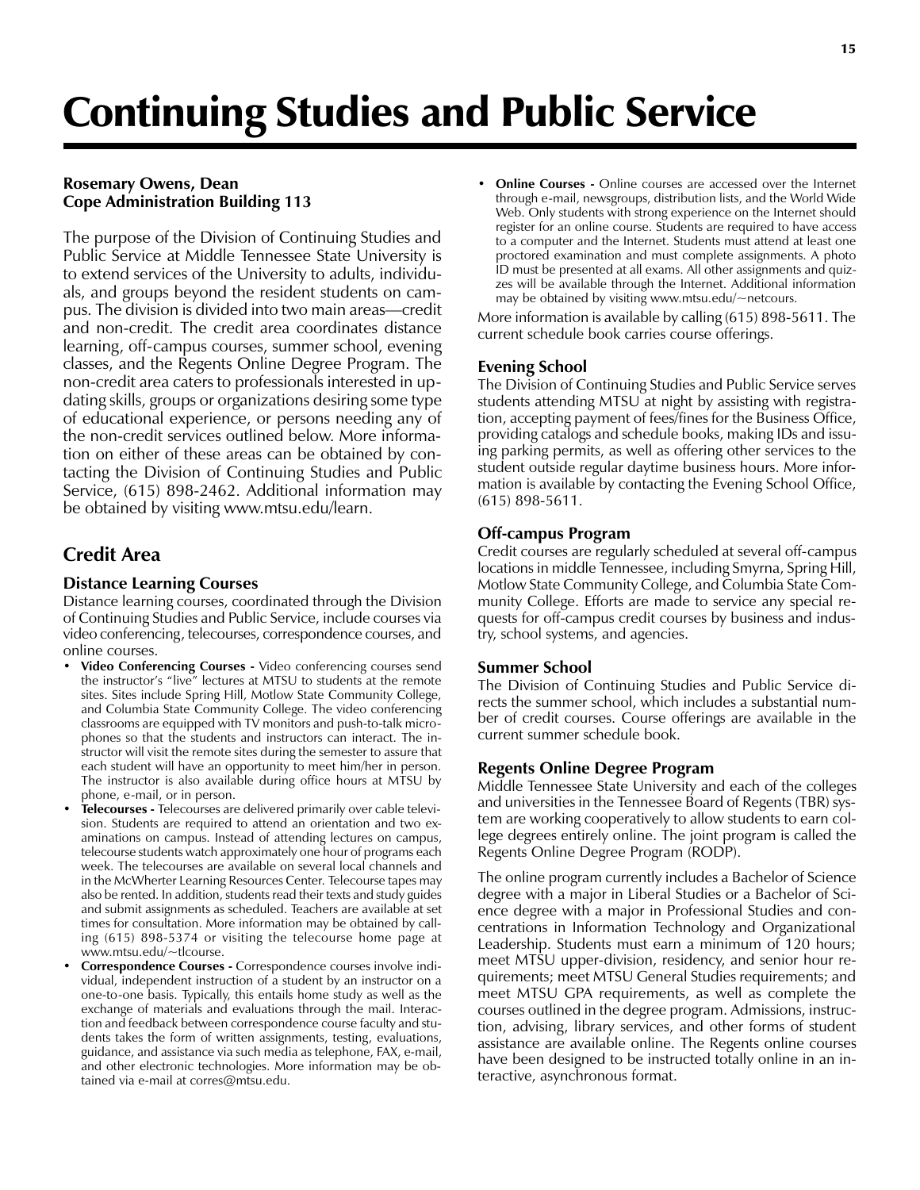# Continuing Studies and Public Service

**Rosemary Owens, Dean**
**Cope Administration Building 113**

The purpose of the Division of Continuing Studies and Public Service at Middle Tennessee State University is to extend services of the University to adults, individuals, and groups beyond the resident students on campus. The division is divided into two main areas—credit and non-credit. The credit area coordinates distance learning, off-campus courses, summer school, evening classes, and the Regents Online Degree Program. The non-credit area caters to professionals interested in updating skills, groups or organizations desiring some type of educational experience, or persons needing any of the non-credit services outlined below. More information on either of these areas can be obtained by contacting the Division of Continuing Studies and Public Service, (615) 898-2462. Additional information may be obtained by visiting www.mtsu.edu/learn.

## Credit Area

### Distance Learning Courses

Distance learning courses, coordinated through the Division of Continuing Studies and Public Service, include courses via video conferencing, telecourses, correspondence courses, and online courses.

- **Video Conferencing Courses -** Video conferencing courses send the instructor's "live" lectures at MTSU to students at the remote sites. Sites include Spring Hill, Motlow State Community College, and Columbia State Community College. The video conferencing classrooms are equipped with TV monitors and push-to-talk microphones so that the students and instructors can interact. The instructor will visit the remote sites during the semester to assure that each student will have an opportunity to meet him/her in person. The instructor is also available during office hours at MTSU by phone, e-mail, or in person.
- **Telecourses -** Telecourses are delivered primarily over cable television. Students are required to attend an orientation and two examinations on campus. Instead of attending lectures on campus, telecourse students watch approximately one hour of programs each week. The telecourses are available on several local channels and in the McWherter Learning Resources Center. Telecourse tapes may also be rented. In addition, students read their texts and study guides and submit assignments as scheduled. Teachers are available at set times for consultation. More information may be obtained by calling (615) 898-5374 or visiting the telecourse home page at www.mtsu.edu/~tlcourse.
- **Correspondence Courses -** Correspondence courses involve individual, independent instruction of a student by an instructor on a one-to-one basis. Typically, this entails home study as well as the exchange of materials and evaluations through the mail. Interaction and feedback between correspondence course faculty and students takes the form of written assignments, testing, evaluations, guidance, and assistance via such media as telephone, FAX, e-mail, and other electronic technologies. More information may be obtained via e-mail at corres@mtsu.edu.
- **Online Courses -** Online courses are accessed over the Internet through e-mail, newsgroups, distribution lists, and the World Wide Web. Only students with strong experience on the Internet should register for an online course. Students are required to have access to a computer and the Internet. Students must attend at least one proctored examination and must complete assignments. A photo ID must be presented at all exams. All other assignments and quizzes will be available through the Internet. Additional information may be obtained by visiting www.mtsu.edu/~netcours.

More information is available by calling (615) 898-5611. The current schedule book carries course offerings.

### Evening School

The Division of Continuing Studies and Public Service serves students attending MTSU at night by assisting with registration, accepting payment of fees/fines for the Business Office, providing catalogs and schedule books, making IDs and issuing parking permits, as well as offering other services to the student outside regular daytime business hours. More information is available by contacting the Evening School Office, (615) 898-5611.

### Off-campus Program

Credit courses are regularly scheduled at several off-campus locations in middle Tennessee, including Smyrna, Spring Hill, Motlow State Community College, and Columbia State Community College. Efforts are made to service any special requests for off-campus credit courses by business and industry, school systems, and agencies.

### Summer School

The Division of Continuing Studies and Public Service directs the summer school, which includes a substantial number of credit courses. Course offerings are available in the current summer schedule book.

### Regents Online Degree Program

Middle Tennessee State University and each of the colleges and universities in the Tennessee Board of Regents (TBR) system are working cooperatively to allow students to earn college degrees entirely online. The joint program is called the Regents Online Degree Program (RODP).

The online program currently includes a Bachelor of Science degree with a major in Liberal Studies or a Bachelor of Science degree with a major in Professional Studies and concentrations in Information Technology and Organizational Leadership. Students must earn a minimum of 120 hours; meet MTSU upper-division, residency, and senior hour requirements; meet MTSU General Studies requirements; and meet MTSU GPA requirements, as well as complete the courses outlined in the degree program. Admissions, instruction, advising, library services, and other forms of student assistance are available online. The Regents online courses have been designed to be instructed totally online in an interactive, asynchronous format.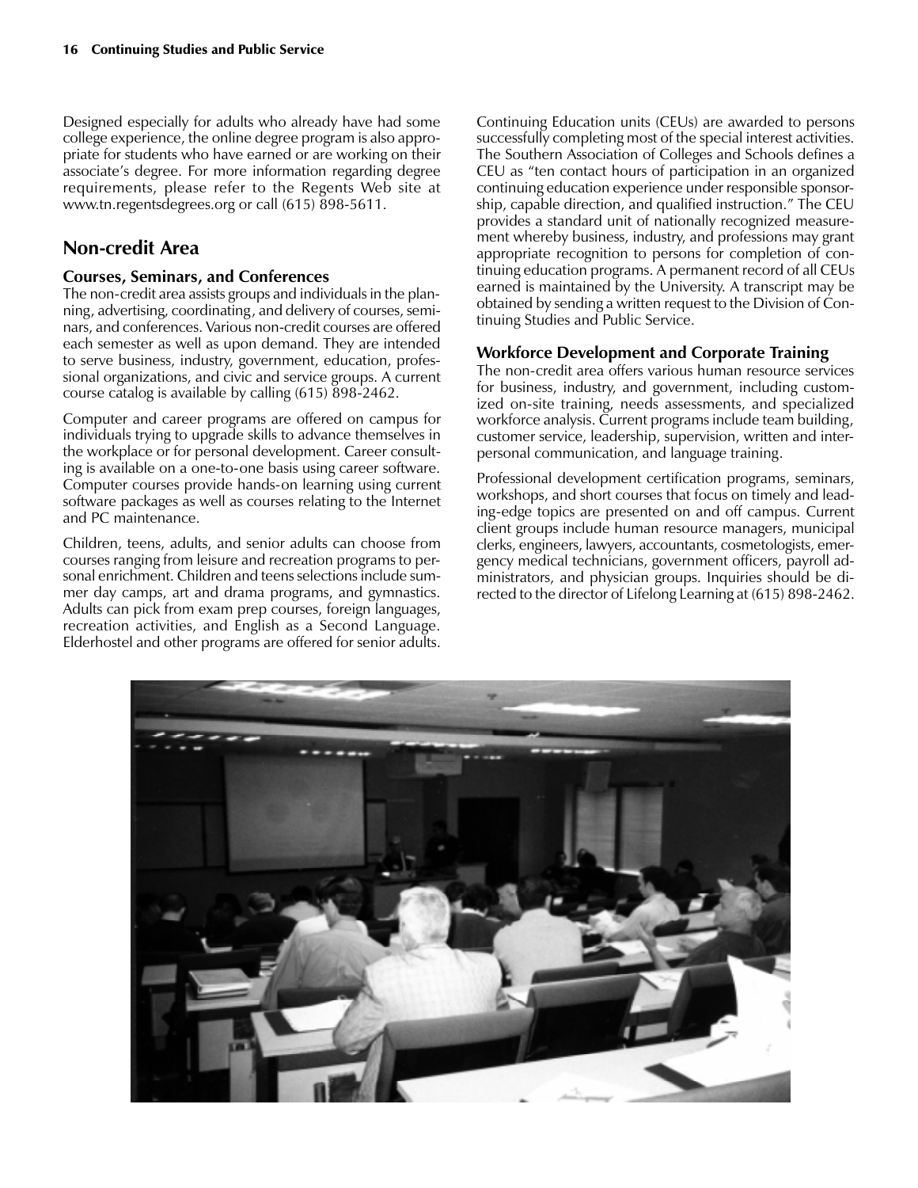Designed especially for adults who already have had some college experience, the online degree program is also appropriate for students who have earned or are working on their associate's degree. For more information regarding degree requirements, please refer to the Regents Web site at www.tn.regentsdegrees.org or call (615) 898-5611.

## Non-credit Area

### Courses, Seminars, and Conferences

The non-credit area assists groups and individuals in the planning, advertising, coordinating, and delivery of courses, seminars, and conferences. Various non-credit courses are offered each semester as well as upon demand. They are intended to serve business, industry, government, education, professional organizations, and civic and service groups. A current course catalog is available by calling (615) 898-2462.

Computer and career programs are offered on campus for individuals trying to upgrade skills to advance themselves in the workplace or for personal development. Career consulting is available on a one-to-one basis using career software. Computer courses provide hands-on learning using current software packages as well as courses relating to the Internet and PC maintenance.

Children, teens, adults, and senior adults can choose from courses ranging from leisure and recreation programs to personal enrichment. Children and teens selections include summer day camps, art and drama programs, and gymnastics. Adults can pick from exam prep courses, foreign languages, recreation activities, and English as a Second Language. Elderhostel and other programs are offered for senior adults.

Continuing Education units (CEUs) are awarded to persons successfully completing most of the special interest activities. The Southern Association of Colleges and Schools defines a CEU as "ten contact hours of participation in an organized continuing education experience under responsible sponsorship, capable direction, and qualified instruction." The CEU provides a standard unit of nationally recognized measurement whereby business, industry, and professions may grant appropriate recognition to persons for completion of continuing education programs. A permanent record of all CEUs earned is maintained by the University. A transcript may be obtained by sending a written request to the Division of Continuing Studies and Public Service.

### Workforce Development and Corporate Training

The non-credit area offers various human resource services for business, industry, and government, including customized on-site training, needs assessments, and specialized workforce analysis. Current programs include team building, customer service, leadership, supervision, written and interpersonal communication, and language training.

Professional development certification programs, seminars, workshops, and short courses that focus on timely and leading-edge topics are presented on and off campus. Current client groups include human resource managers, municipal clerks, engineers, lawyers, accountants, cosmetologists, emergency medical technicians, government officers, payroll administrators, and physician groups. Inquiries should be directed to the director of Lifelong Learning at (615) 898-2462.